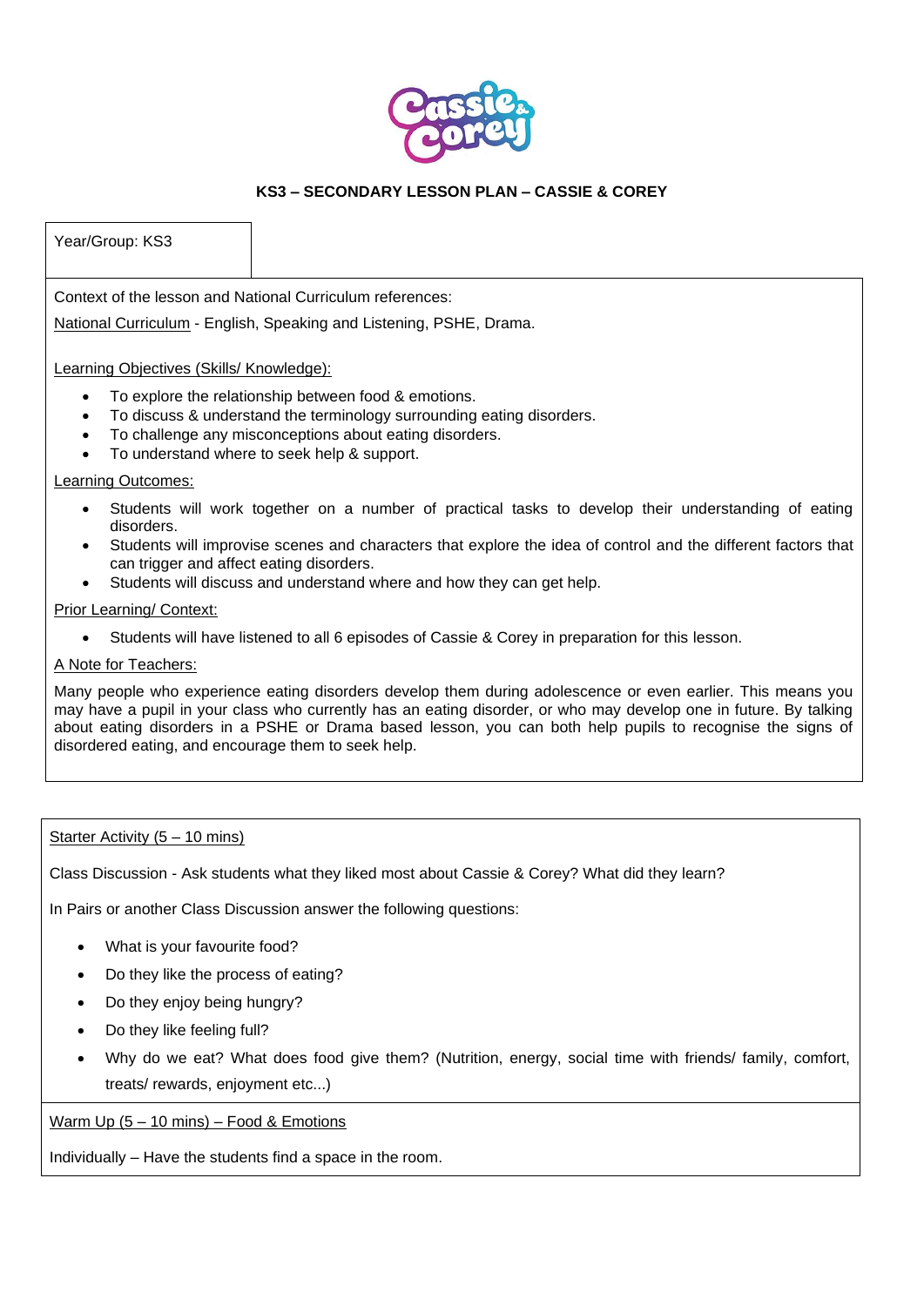## KS3 – SECONDARY LESSON PLAN – CASSIE & COREY

Year/Group: KS3

Context of the lesson and National Curriculum references:

National Curriculum - English, Speaking and Listening, PSHE, Drama.

Learning Objectives (Skills/ Knowledge):

- To explore the relationship between food & emotions.
- To discuss & understand the terminology surrounding eating disorders.
- To challenge any misconceptions about eating disorders.
- To understand where to seek help & support.

Learning Outcomes:

- Students will work together on a number of practical tasks to develop their understanding of eating disorders.
- Students will improvise scenes and characters that explore the idea of control and the different factors that can trigger and affect eating disorders.
- Students will discuss and understand where and how they can get help.

Prior Learning/ Context:

- Students will have listened to all 6 episodes of Cassie & Corey in preparation for this lesson.

A Note for Teachers:

Many people who experience eating disorders develop them during adolescence or even earlier. This means you may have a pupil in your class who currently has an eating disorder, or who may develop one in future. By talking about eating disorders in a PSHE or Drama based lesson, you can both help pupils to recognise the signs of disordered eating, and encourage them to seek help.

Starter Activity (5 – 10 mins)

Class Discussion - Ask students what they liked most about Cassie & Corey? What did they learn?

In Pairs or another Class Discussion answer the following questions:

- What is your favourite food?
- Do they like the process of eating?
- Do they enjoy being hungry?
- Do they like feeling full?
- Why do we eat? What does food give them? (Nutrition, energy, social time with friends/ family, comfort, treats/ rewards, enjoyment etc...)

Warm Up (5 – 10 mins) – Food & Emotions

Individually – Have the students find a space in the room.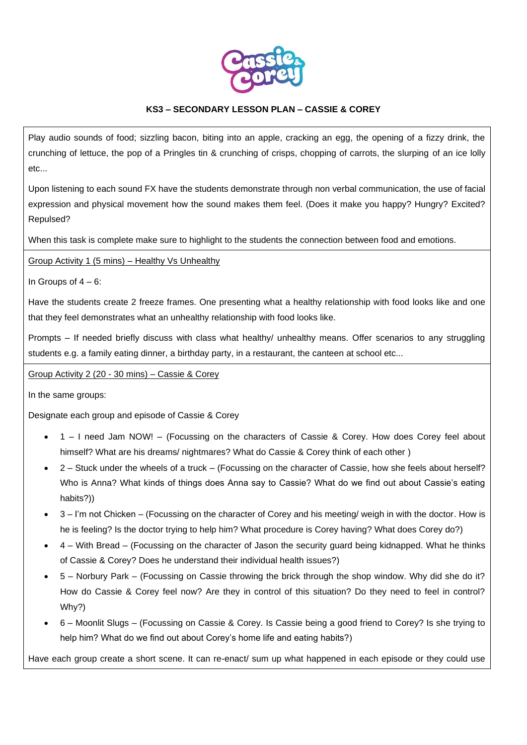**KS3 – SECONDARY LESSON PLAN – CASSIE & COREY**

Play audio sounds of food; sizzling bacon, biting into an apple, cracking an egg, the opening of a fizzy drink, the crunching of lettuce, the pop of a Pringles tin & crunching of crisps, chopping of carrots, the slurping of an ice lolly etc...

Upon listening to each sound FX have the students demonstrate through non verbal communication, the use of facial expression and physical movement how the sound makes them feel. (Does it make you happy? Hungry? Excited? Repulsed?

When this task is complete make sure to highlight to the students the connection between food and emotions.

Group Activity 1 (5 mins) – Healthy Vs Unhealthy

In Groups of 4 – 6:

Have the students create 2 freeze frames. One presenting what a healthy relationship with food looks like and one that they feel demonstrates what an unhealthy relationship with food looks like.

Prompts – If needed briefly discuss with class what healthy/ unhealthy means. Offer scenarios to any struggling students e.g. a family eating dinner, a birthday party, in a restaurant, the canteen at school etc...

Group Activity 2 (20 - 30 mins) – Cassie & Corey

In the same groups:

Designate each group and episode of Cassie & Corey

- 1 – I need Jam NOW! – (Focussing on the characters of Cassie & Corey. How does Corey feel about himself? What are his dreams/ nightmares? What do Cassie & Corey think of each other )
- 2 – Stuck under the wheels of a truck – (Focussing on the character of Cassie, how she feels about herself? Who is Anna? What kinds of things does Anna say to Cassie? What do we find out about Cassie's eating habits?))
- 3 – I'm not Chicken – (Focussing on the character of Corey and his meeting/ weigh in with the doctor. How is he is feeling? Is the doctor trying to help him? What procedure is Corey having? What does Corey do?)
- 4 – With Bread – (Focussing on the character of Jason the security guard being kidnapped. What he thinks of Cassie & Corey? Does he understand their individual health issues?)
- 5 – Norbury Park – (Focussing on Cassie throwing the brick through the shop window. Why did she do it? How do Cassie & Corey feel now? Are they in control of this situation? Do they need to feel in control? Why?)
- 6 – Moonlit Slugs – (Focussing on Cassie & Corey. Is Cassie being a good friend to Corey? Is she trying to help him? What do we find out about Corey's home life and eating habits?)

Have each group create a short scene. It can re-enact/ sum up what happened in each episode or they could use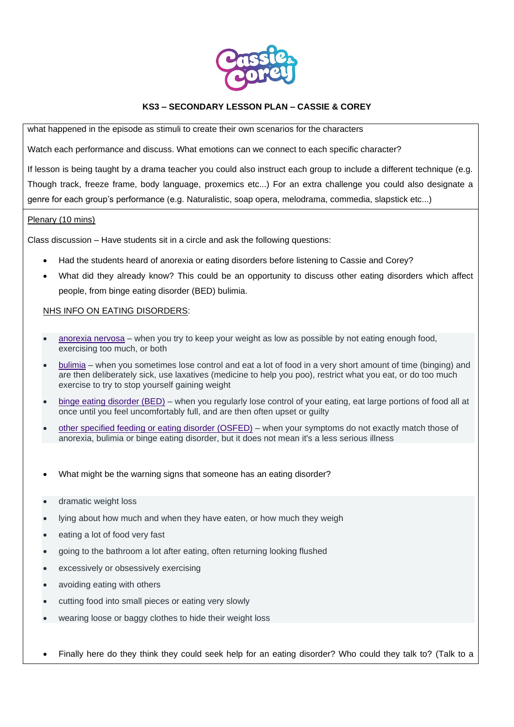**KS3 – SECONDARY LESSON PLAN – CASSIE & COREY**

what happened in the episode as stimuli to create their own scenarios for the characters

Watch each performance and discuss. What emotions can we connect to each specific character?

If lesson is being taught by a drama teacher you could also instruct each group to include a different technique (e.g. Though track, freeze frame, body language, proxemics etc...) For an extra challenge you could also designate a genre for each group's performance (e.g. Naturalistic, soap opera, melodrama, commedia, slapstick etc...)

Plenary (10 mins)

Class discussion – Have students sit in a circle and ask the following questions:

- Had the students heard of anorexia or eating disorders before listening to Cassie and Corey?
- What did they already know? This could be an opportunity to discuss other eating disorders which affect people, from binge eating disorder (BED) bulimia.

NHS INFO ON EATING DISORDERS:

- anorexia nervosa – when you try to keep your weight as low as possible by not eating enough food, exercising too much, or both
- bulimia – when you sometimes lose control and eat a lot of food in a very short amount of time (binging) and are then deliberately sick, use laxatives (medicine to help you poo), restrict what you eat, or do too much exercise to try to stop yourself gaining weight
- binge eating disorder (BED) – when you regularly lose control of your eating, eat large portions of food all at once until you feel uncomfortably full, and are then often upset or guilty
- other specified feeding or eating disorder (OSFED) – when your symptoms do not exactly match those of anorexia, bulimia or binge eating disorder, but it does not mean it's a less serious illness

- What might be the warning signs that someone has an eating disorder?

- dramatic weight loss
- lying about how much and when they have eaten, or how much they weigh
- eating a lot of food very fast
- going to the bathroom a lot after eating, often returning looking flushed
- excessively or obsessively exercising
- avoiding eating with others
- cutting food into small pieces or eating very slowly
- wearing loose or baggy clothes to hide their weight loss

- Finally here do they think they could seek help for an eating disorder? Who could they talk to? (Talk to a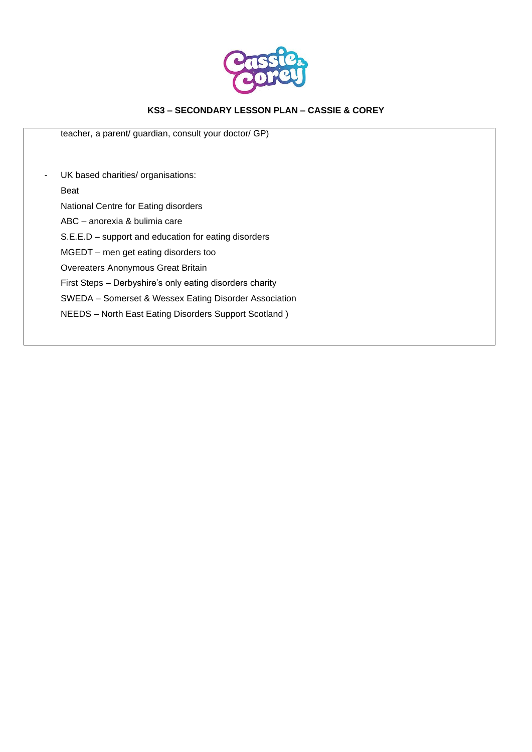teacher, a parent/ guardian, consult your doctor/ GP)

- UK based charities/ organisations:

  Beat

  National Centre for Eating disorders

  ABC – anorexia & bulimia care

  S.E.E.D – support and education for eating disorders

  MGEDT – men get eating disorders too

  Overeaters Anonymous Great Britain

  First Steps – Derbyshire's only eating disorders charity

  SWEDA – Somerset & Wessex Eating Disorder Association

  NEEDS – North East Eating Disorders Support Scotland )